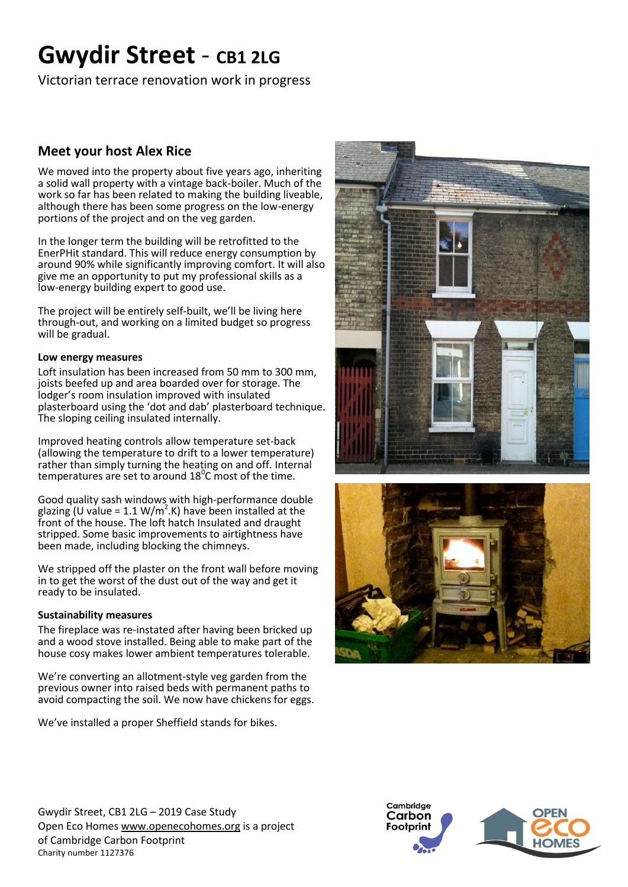# Gwydir Street - CB1 2LG

Victorian terrace renovation work in progress

## Meet your host Alex Rice

We moved into the property about five years ago, inheriting a solid wall property with a vintage back-boiler. Much of the work so far has been related to making the building liveable, although there has been some progress on the low-energy portions of the project and on the veg garden.

In the longer term the building will be retrofitted to the EnerPHit standard. This will reduce energy consumption by around 90% while significantly improving comfort. It will also give me an opportunity to put my professional skills as a low-energy building expert to good use.

The project will be entirely self-built, we'll be living here through-out, and working on a limited budget so progress will be gradual.

### Low energy measures

Loft insulation has been increased from 50 mm to 300 mm, joists beefed up and area boarded over for storage. The lodger's room insulation improved with insulated plasterboard using the 'dot and dab' plasterboard technique. The sloping ceiling insulated internally.

Improved heating controls allow temperature set-back (allowing the temperature to drift to a lower temperature) rather than simply turning the heating on and off. Internal temperatures are set to around $18^0$C most of the time.

Good quality sash windows with high-performance double glazing (U value = 1.1 $W/m^2$.K) have been installed at the front of the house. The loft hatch Insulated and draught stripped. Some basic improvements to airtightness have been made, including blocking the chimneys.

We stripped off the plaster on the front wall before moving in to get the worst of the dust out of the way and get it ready to be insulated.

### Sustainability measures

The fireplace was re-instated after having been bricked up and a wood stove installed. Being able to make part of the house cosy makes lower ambient temperatures tolerable.

We're converting an allotment-style veg garden from the previous owner into raised beds with permanent paths to avoid compacting the soil. We now have chickens for eggs.

We've installed a proper Sheffield stands for bikes.

Gwydir Street, CB1 2LG – 2019 Case Study
Open Eco Homes www.openecohomes.org is a project of Cambridge Carbon Footprint
Charity number 1127376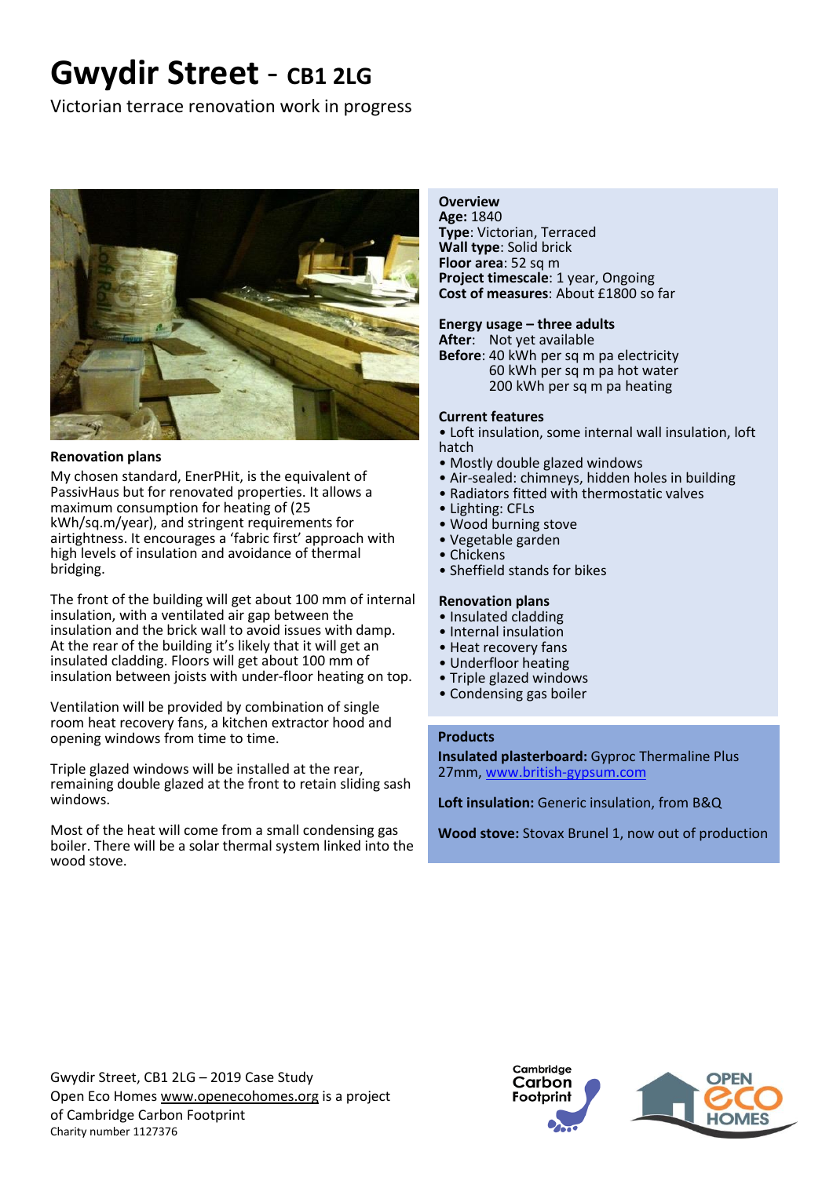# Gwydir Street - CB1 2LG

Victorian terrace renovation work in progress

### Renovation plans

My chosen standard, EnerPHit, is the equivalent of PassivHaus but for renovated properties. It allows a maximum consumption for heating of (25 kWh/sq.m/year), and stringent requirements for airtightness. It encourages a 'fabric first' approach with high levels of insulation and avoidance of thermal bridging.

The front of the building will get about 100 mm of internal insulation, with a ventilated air gap between the insulation and the brick wall to avoid issues with damp. At the rear of the building it's likely that it will get an insulated cladding. Floors will get about 100 mm of insulation between joists with under-floor heating on top.

Ventilation will be provided by combination of single room heat recovery fans, a kitchen extractor hood and opening windows from time to time.

Triple glazed windows will be installed at the rear, remaining double glazed at the front to retain sliding sash windows.

Most of the heat will come from a small condensing gas boiler. There will be a solar thermal system linked into the wood stove.

### Overview

**Age:** 1840
**Type**: Victorian, Terraced
**Wall type**: Solid brick
**Floor area**: 52 sq m
**Project timescale**: 1 year, Ongoing
**Cost of measures**: About £1800 so far

### Energy usage – three adults

**After**: Not yet available
**Before**: 40 kWh per sq m pa electricity
60 kWh per sq m pa hot water
200 kWh per sq m pa heating

### Current features

- Loft insulation, some internal wall insulation, loft hatch
- Mostly double glazed windows
- Air-sealed: chimneys, hidden holes in building
- Radiators fitted with thermostatic valves
- Lighting: CFLs
- Wood burning stove
- Vegetable garden
- Chickens
- Sheffield stands for bikes

### Renovation plans

- Insulated cladding
- Internal insulation
- Heat recovery fans
- Underfloor heating
- Triple glazed windows
- Condensing gas boiler

### Products

**Insulated plasterboard:** Gyproc Thermaline Plus 27mm, www.british-gypsum.com

**Loft insulation:** Generic insulation, from B&Q

**Wood stove:** Stovax Brunel 1, now out of production

Gwydir Street, CB1 2LG – 2019 Case Study
Open Eco Homes www.openecohomes.org is a project of Cambridge Carbon Footprint
Charity number 1127376